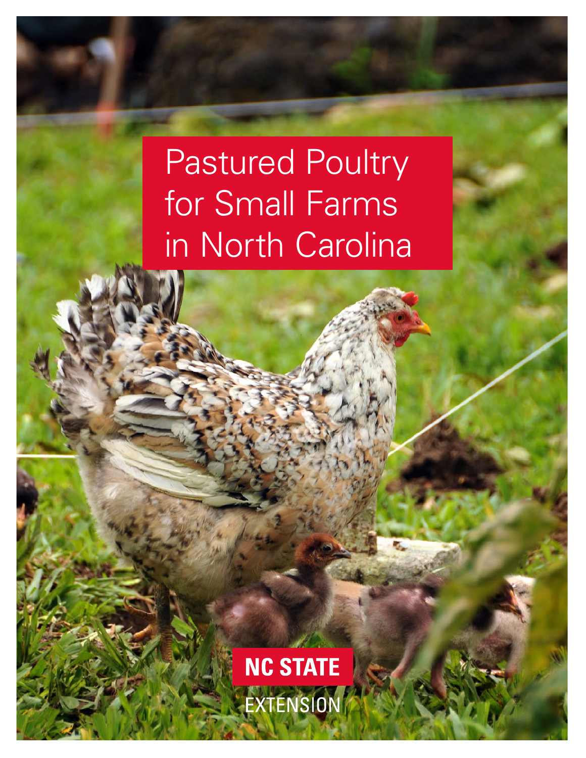# Pastured Poultry for Small Farms in North Carolina

NC STATE EXTENSION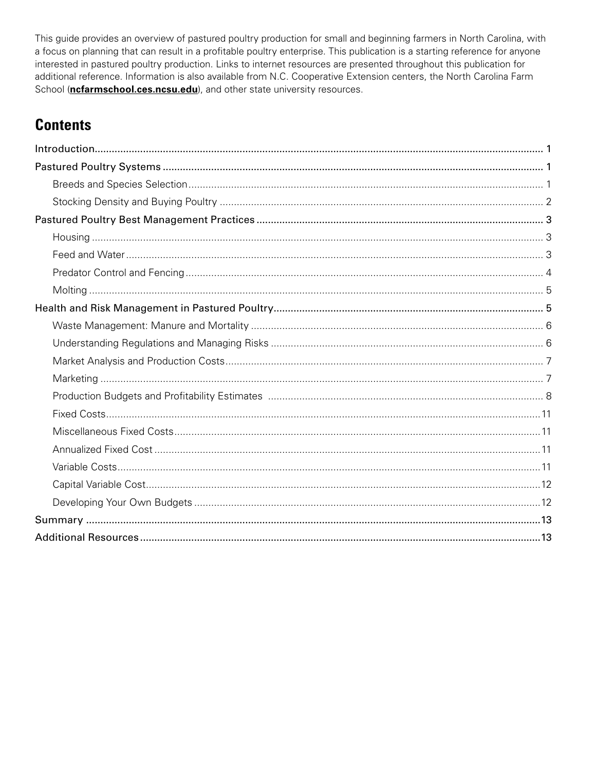This guide provides an overview of pastured poultry production for small and beginning farmers in North Carolina, with a focus on planning that can result in a profitable poultry enterprise. This publication is a starting reference for anyone interested in pastured poultry production. Links to internet resources are presented throughout this publication for additional reference. Information is also available from N.C. Cooperative Extension centers, the North Carolina Farm School (**ncfarmschool.ces.ncsu.edu**), and other state university resources.

## Contents

- Introduction ..... 1
- Pastured Poultry Systems ..... 1
  - Breeds and Species Selection ..... 1
  - Stocking Density and Buying Poultry ..... 2
- Pastured Poultry Best Management Practices ..... 3
  - Housing ..... 3
  - Feed and Water ..... 3
  - Predator Control and Fencing ..... 4
  - Molting ..... 5
- Health and Risk Management in Pastured Poultry ..... 5
  - Waste Management: Manure and Mortality ..... 6
  - Understanding Regulations and Managing Risks ..... 6
  - Market Analysis and Production Costs ..... 7
  - Marketing ..... 7
  - Production Budgets and Profitability Estimates ..... 8
  - Fixed Costs ..... 11
  - Miscellaneous Fixed Costs ..... 11
  - Annualized Fixed Cost ..... 11
  - Variable Costs ..... 11
  - Capital Variable Cost ..... 12
  - Developing Your Own Budgets ..... 12
- Summary ..... 13
- Additional Resources ..... 13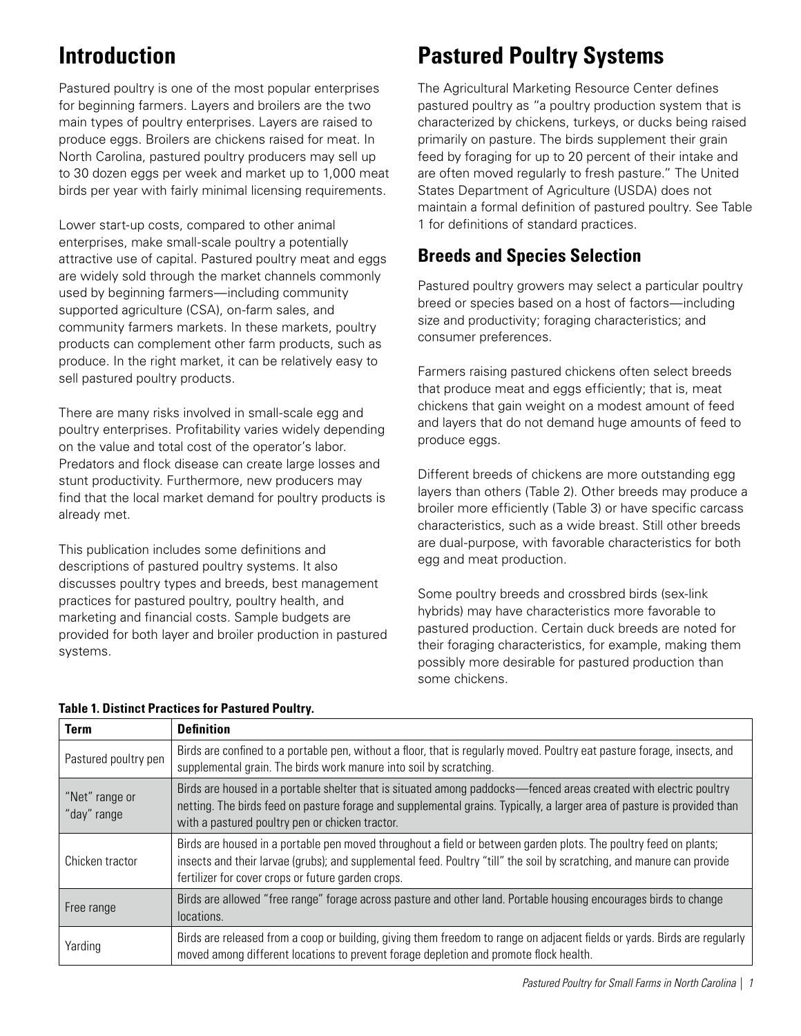# Introduction

Pastured poultry is one of the most popular enterprises for beginning farmers. Layers and broilers are the two main types of poultry enterprises. Layers are raised to produce eggs. Broilers are chickens raised for meat. In North Carolina, pastured poultry producers may sell up to 30 dozen eggs per week and market up to 1,000 meat birds per year with fairly minimal licensing requirements.

Lower start-up costs, compared to other animal enterprises, make small-scale poultry a potentially attractive use of capital. Pastured poultry meat and eggs are widely sold through the market channels commonly used by beginning farmers—including community supported agriculture (CSA), on-farm sales, and community farmers markets. In these markets, poultry products can complement other farm products, such as produce. In the right market, it can be relatively easy to sell pastured poultry products.

There are many risks involved in small-scale egg and poultry enterprises. Profitability varies widely depending on the value and total cost of the operator's labor. Predators and flock disease can create large losses and stunt productivity. Furthermore, new producers may find that the local market demand for poultry products is already met.

This publication includes some definitions and descriptions of pastured poultry systems. It also discusses poultry types and breeds, best management practices for pastured poultry, poultry health, and marketing and financial costs. Sample budgets are provided for both layer and broiler production in pastured systems.

# Pastured Poultry Systems

The Agricultural Marketing Resource Center defines pastured poultry as "a poultry production system that is characterized by chickens, turkeys, or ducks being raised primarily on pasture. The birds supplement their grain feed by foraging for up to 20 percent of their intake and are often moved regularly to fresh pasture." The United States Department of Agriculture (USDA) does not maintain a formal definition of pastured poultry. See Table 1 for definitions of standard practices.

## Breeds and Species Selection

Pastured poultry growers may select a particular poultry breed or species based on a host of factors—including size and productivity; foraging characteristics; and consumer preferences.

Farmers raising pastured chickens often select breeds that produce meat and eggs efficiently; that is, meat chickens that gain weight on a modest amount of feed and layers that do not demand huge amounts of feed to produce eggs.

Different breeds of chickens are more outstanding egg layers than others (Table 2). Other breeds may produce a broiler more efficiently (Table 3) or have specific carcass characteristics, such as a wide breast. Still other breeds are dual-purpose, with favorable characteristics for both egg and meat production.

Some poultry breeds and crossbred birds (sex-link hybrids) may have characteristics more favorable to pastured production. Certain duck breeds are noted for their foraging characteristics, for example, making them possibly more desirable for pastured production than some chickens.

**Table 1. Distinct Practices for Pastured Poultry.**

| Term | Definition |
| --- | --- |
| Pastured poultry pen | Birds are confined to a portable pen, without a floor, that is regularly moved. Poultry eat pasture forage, insects, and supplemental grain. The birds work manure into soil by scratching. |
| "Net" range or "day" range | Birds are housed in a portable shelter that is situated among paddocks—fenced areas created with electric poultry netting. The birds feed on pasture forage and supplemental grains. Typically, a larger area of pasture is provided than with a pastured poultry pen or chicken tractor. |
| Chicken tractor | Birds are housed in a portable pen moved throughout a field or between garden plots. The poultry feed on plants; insects and their larvae (grubs); and supplemental feed. Poultry "till" the soil by scratching, and manure can provide fertilizer for cover crops or future garden crops. |
| Free range | Birds are allowed "free range" forage across pasture and other land. Portable housing encourages birds to change locations. |
| Yarding | Birds are released from a coop or building, giving them freedom to range on adjacent fields or yards. Birds are regularly moved among different locations to prevent forage depletion and promote flock health. |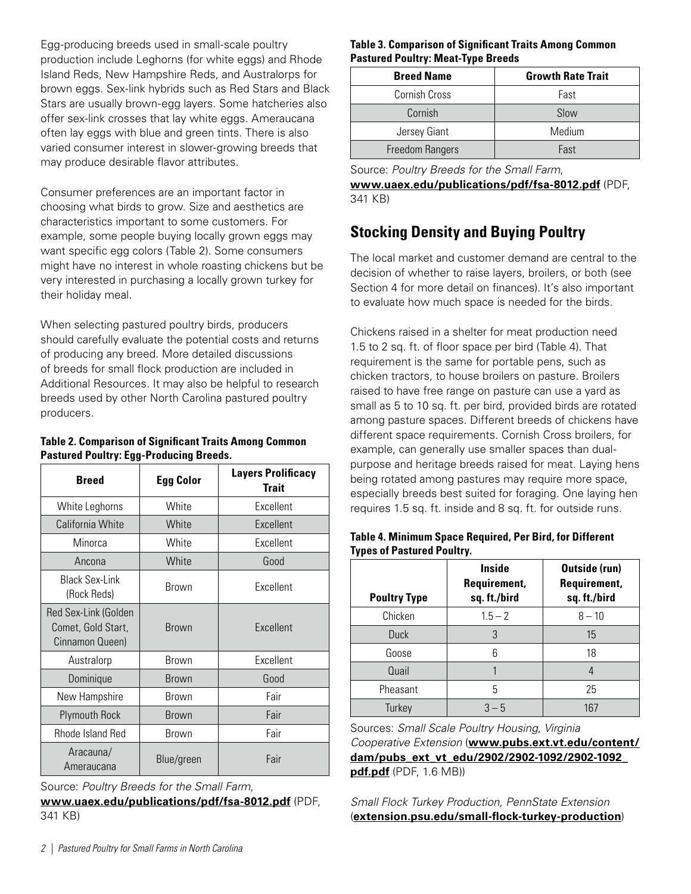Egg-producing breeds used in small-scale poultry production include Leghorns (for white eggs) and Rhode Island Reds, New Hampshire Reds, and Australorps for brown eggs. Sex-link hybrids such as Red Stars and Black Stars are usually brown-egg layers. Some hatcheries also offer sex-link crosses that lay white eggs. Ameraucana often lay eggs with blue and green tints. There is also varied consumer interest in slower-growing breeds that may produce desirable flavor attributes.

Consumer preferences are an important factor in choosing what birds to grow. Size and aesthetics are characteristics important to some customers. For example, some people buying locally grown eggs may want specific egg colors (Table 2). Some consumers might have no interest in whole roasting chickens but be very interested in purchasing a locally grown turkey for their holiday meal.

When selecting pastured poultry birds, producers should carefully evaluate the potential costs and returns of producing any breed. More detailed discussions of breeds for small flock production are included in Additional Resources. It may also be helpful to research breeds used by other North Carolina pastured poultry producers.

**Table 2. Comparison of Significant Traits Among Common Pastured Poultry: Egg-Producing Breeds.**

| Breed | Egg Color | Layers Prolificacy Trait |
|---|---|---|
| White Leghorns | White | Excellent |
| California White | White | Excellent |
| Minorca | White | Excellent |
| Ancona | White | Good |
| Black Sex-Link (Rock Reds) | Brown | Excellent |
| Red Sex-Link (Golden Comet, Gold Start, Cinnamon Queen) | Brown | Excellent |
| Australorp | Brown | Excellent |
| Dominique | Brown | Good |
| New Hampshire | Brown | Fair |
| Plymouth Rock | Brown | Fair |
| Rhode Island Red | Brown | Fair |
| Aracauna/ Ameraucana | Blue/green | Fair |

Source: *Poultry Breeds for the Small Farm*, **www.uaex.edu/publications/pdf/fsa-8012.pdf** (PDF, 341 KB)

**Table 3. Comparison of Significant Traits Among Common Pastured Poultry: Meat-Type Breeds**

| Breed Name | Growth Rate Trait |
|---|---|
| Cornish Cross | Fast |
| Cornish | Slow |
| Jersey Giant | Medium |
| Freedom Rangers | Fast |

Source: *Poultry Breeds for the Small Farm*, **www.uaex.edu/publications/pdf/fsa-8012.pdf** (PDF, 341 KB)

## Stocking Density and Buying Poultry

The local market and customer demand are central to the decision of whether to raise layers, broilers, or both (see Section 4 for more detail on finances). It's also important to evaluate how much space is needed for the birds.

Chickens raised in a shelter for meat production need 1.5 to 2 sq. ft. of floor space per bird (Table 4). That requirement is the same for portable pens, such as chicken tractors, to house broilers on pasture. Broilers raised to have free range on pasture can use a yard as small as 5 to 10 sq. ft. per bird, provided birds are rotated among pasture spaces. Different breeds of chickens have different space requirements. Cornish Cross broilers, for example, can generally use smaller spaces than dual-purpose and heritage breeds raised for meat. Laying hens being rotated among pastures may require more space, especially breeds best suited for foraging. One laying hen requires 1.5 sq. ft. inside and 8 sq. ft. for outside runs.

**Table 4. Minimum Space Required, Per Bird, for Different Types of Pastured Poultry.**

| Poultry Type | Inside Requirement, sq. ft./bird | Outside (run) Requirement, sq. ft./bird |
|---|---|---|
| Chicken | 1.5 – 2 | 8 – 10 |
| Duck | 3 | 15 |
| Goose | 6 | 18 |
| Quail | 1 | 4 |
| Pheasant | 5 | 25 |
| Turkey | 3 – 5 | 167 |

Sources: *Small Scale Poultry Housing, Virginia Cooperative Extension* (**www.pubs.ext.vt.edu/content/dam/pubs_ext_vt_edu/2902/2902-1092/2902-1092_pdf.pdf** (PDF, 1.6 MB))

*Small Flock Turkey Production, PennState Extension* (**extension.psu.edu/small-flock-turkey-production**)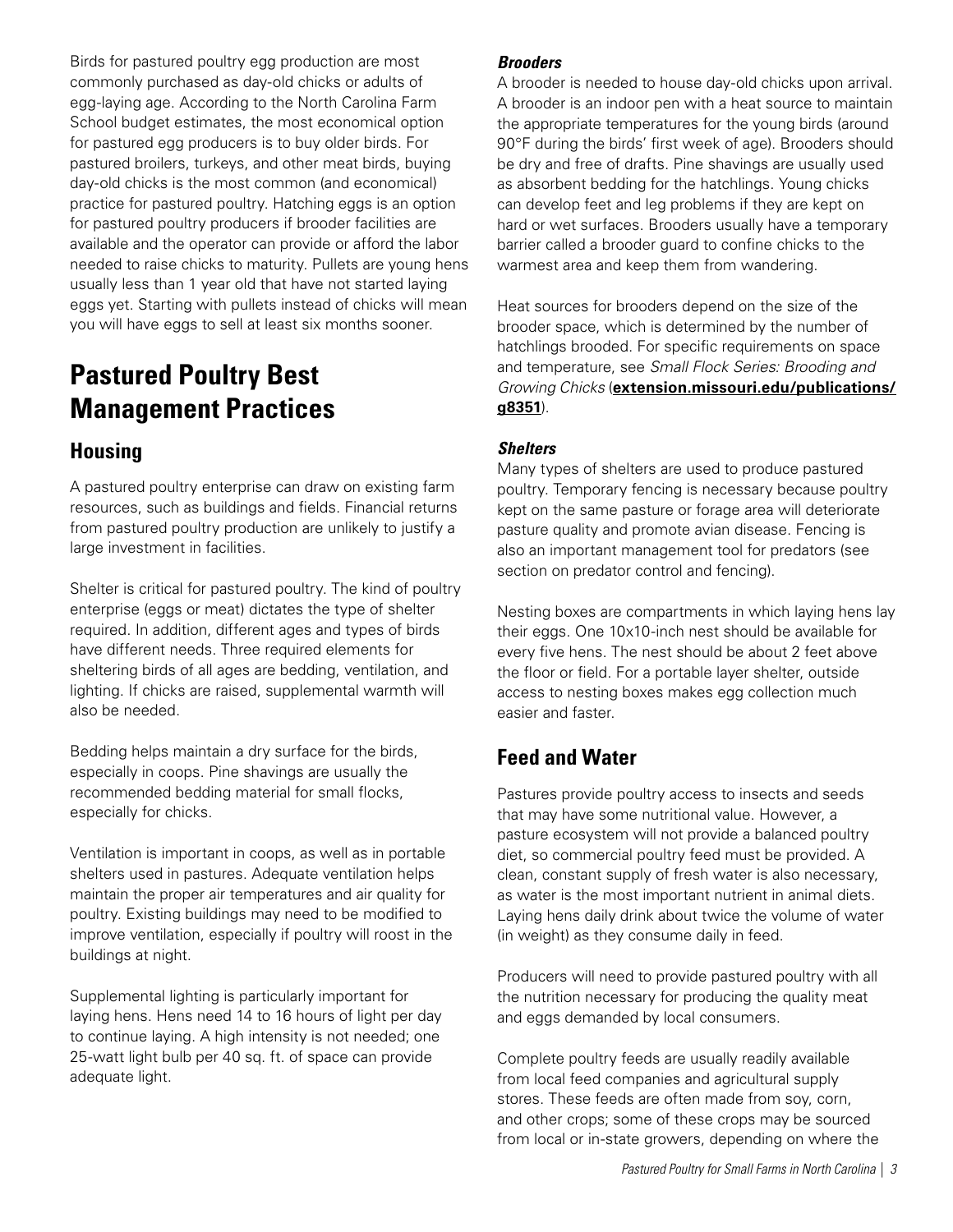Birds for pastured poultry egg production are most commonly purchased as day-old chicks or adults of egg-laying age. According to the North Carolina Farm School budget estimates, the most economical option for pastured egg producers is to buy older birds. For pastured broilers, turkeys, and other meat birds, buying day-old chicks is the most common (and economical) practice for pastured poultry. Hatching eggs is an option for pastured poultry producers if brooder facilities are available and the operator can provide or afford the labor needed to raise chicks to maturity. Pullets are young hens usually less than 1 year old that have not started laying eggs yet. Starting with pullets instead of chicks will mean you will have eggs to sell at least six months sooner.

# Pastured Poultry Best Management Practices

## Housing

A pastured poultry enterprise can draw on existing farm resources, such as buildings and fields. Financial returns from pastured poultry production are unlikely to justify a large investment in facilities.

Shelter is critical for pastured poultry. The kind of poultry enterprise (eggs or meat) dictates the type of shelter required. In addition, different ages and types of birds have different needs. Three required elements for sheltering birds of all ages are bedding, ventilation, and lighting. If chicks are raised, supplemental warmth will also be needed.

Bedding helps maintain a dry surface for the birds, especially in coops. Pine shavings are usually the recommended bedding material for small flocks, especially for chicks.

Ventilation is important in coops, as well as in portable shelters used in pastures. Adequate ventilation helps maintain the proper air temperatures and air quality for poultry. Existing buildings may need to be modified to improve ventilation, especially if poultry will roost in the buildings at night.

Supplemental lighting is particularly important for laying hens. Hens need 14 to 16 hours of light per day to continue laying. A high intensity is not needed; one 25-watt light bulb per 40 sq. ft. of space can provide adequate light.

### *Brooders*

A brooder is needed to house day-old chicks upon arrival. A brooder is an indoor pen with a heat source to maintain the appropriate temperatures for the young birds (around 90°F during the birds' first week of age). Brooders should be dry and free of drafts. Pine shavings are usually used as absorbent bedding for the hatchlings. Young chicks can develop feet and leg problems if they are kept on hard or wet surfaces. Brooders usually have a temporary barrier called a brooder guard to confine chicks to the warmest area and keep them from wandering.

Heat sources for brooders depend on the size of the brooder space, which is determined by the number of hatchlings brooded. For specific requirements on space and temperature, see *Small Flock Series: Brooding and Growing Chicks* (**extension.missouri.edu/publications/g8351**).

### *Shelters*

Many types of shelters are used to produce pastured poultry. Temporary fencing is necessary because poultry kept on the same pasture or forage area will deteriorate pasture quality and promote avian disease. Fencing is also an important management tool for predators (see section on predator control and fencing).

Nesting boxes are compartments in which laying hens lay their eggs. One 10x10-inch nest should be available for every five hens. The nest should be about 2 feet above the floor or field. For a portable layer shelter, outside access to nesting boxes makes egg collection much easier and faster.

## Feed and Water

Pastures provide poultry access to insects and seeds that may have some nutritional value. However, a pasture ecosystem will not provide a balanced poultry diet, so commercial poultry feed must be provided. A clean, constant supply of fresh water is also necessary, as water is the most important nutrient in animal diets. Laying hens daily drink about twice the volume of water (in weight) as they consume daily in feed.

Producers will need to provide pastured poultry with all the nutrition necessary for producing the quality meat and eggs demanded by local consumers.

Complete poultry feeds are usually readily available from local feed companies and agricultural supply stores. These feeds are often made from soy, corn, and other crops; some of these crops may be sourced from local or in-state growers, depending on where the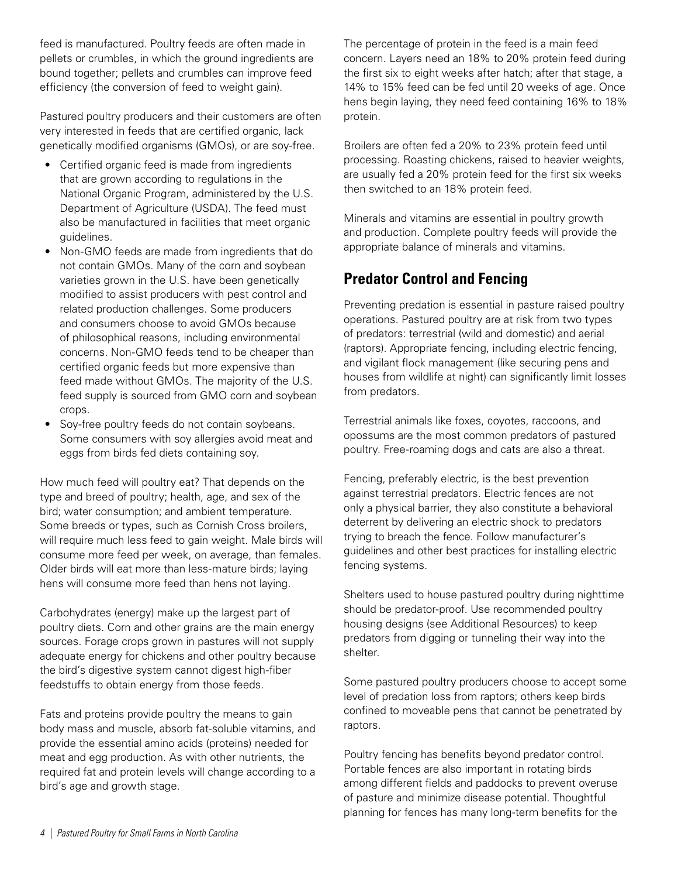feed is manufactured. Poultry feeds are often made in pellets or crumbles, in which the ground ingredients are bound together; pellets and crumbles can improve feed efficiency (the conversion of feed to weight gain).

Pastured poultry producers and their customers are often very interested in feeds that are certified organic, lack genetically modified organisms (GMOs), or are soy-free.

- Certified organic feed is made from ingredients that are grown according to regulations in the National Organic Program, administered by the U.S. Department of Agriculture (USDA). The feed must also be manufactured in facilities that meet organic guidelines.
- Non-GMO feeds are made from ingredients that do not contain GMOs. Many of the corn and soybean varieties grown in the U.S. have been genetically modified to assist producers with pest control and related production challenges. Some producers and consumers choose to avoid GMOs because of philosophical reasons, including environmental concerns. Non-GMO feeds tend to be cheaper than certified organic feeds but more expensive than feed made without GMOs. The majority of the U.S. feed supply is sourced from GMO corn and soybean crops.
- Soy-free poultry feeds do not contain soybeans. Some consumers with soy allergies avoid meat and eggs from birds fed diets containing soy.

How much feed will poultry eat? That depends on the type and breed of poultry; health, age, and sex of the bird; water consumption; and ambient temperature. Some breeds or types, such as Cornish Cross broilers, will require much less feed to gain weight. Male birds will consume more feed per week, on average, than females. Older birds will eat more than less-mature birds; laying hens will consume more feed than hens not laying.

Carbohydrates (energy) make up the largest part of poultry diets. Corn and other grains are the main energy sources. Forage crops grown in pastures will not supply adequate energy for chickens and other poultry because the bird's digestive system cannot digest high-fiber feedstuffs to obtain energy from those feeds.

Fats and proteins provide poultry the means to gain body mass and muscle, absorb fat-soluble vitamins, and provide the essential amino acids (proteins) needed for meat and egg production. As with other nutrients, the required fat and protein levels will change according to a bird's age and growth stage.

The percentage of protein in the feed is a main feed concern. Layers need an 18% to 20% protein feed during the first six to eight weeks after hatch; after that stage, a 14% to 15% feed can be fed until 20 weeks of age. Once hens begin laying, they need feed containing 16% to 18% protein.

Broilers are often fed a 20% to 23% protein feed until processing. Roasting chickens, raised to heavier weights, are usually fed a 20% protein feed for the first six weeks then switched to an 18% protein feed.

Minerals and vitamins are essential in poultry growth and production. Complete poultry feeds will provide the appropriate balance of minerals and vitamins.

## Predator Control and Fencing

Preventing predation is essential in pasture raised poultry operations. Pastured poultry are at risk from two types of predators: terrestrial (wild and domestic) and aerial (raptors). Appropriate fencing, including electric fencing, and vigilant flock management (like securing pens and houses from wildlife at night) can significantly limit losses from predators.

Terrestrial animals like foxes, coyotes, raccoons, and opossums are the most common predators of pastured poultry. Free-roaming dogs and cats are also a threat.

Fencing, preferably electric, is the best prevention against terrestrial predators. Electric fences are not only a physical barrier, they also constitute a behavioral deterrent by delivering an electric shock to predators trying to breach the fence. Follow manufacturer's guidelines and other best practices for installing electric fencing systems.

Shelters used to house pastured poultry during nighttime should be predator-proof. Use recommended poultry housing designs (see Additional Resources) to keep predators from digging or tunneling their way into the shelter.

Some pastured poultry producers choose to accept some level of predation loss from raptors; others keep birds confined to moveable pens that cannot be penetrated by raptors.

Poultry fencing has benefits beyond predator control. Portable fences are also important in rotating birds among different fields and paddocks to prevent overuse of pasture and minimize disease potential. Thoughtful planning for fences has many long-term benefits for the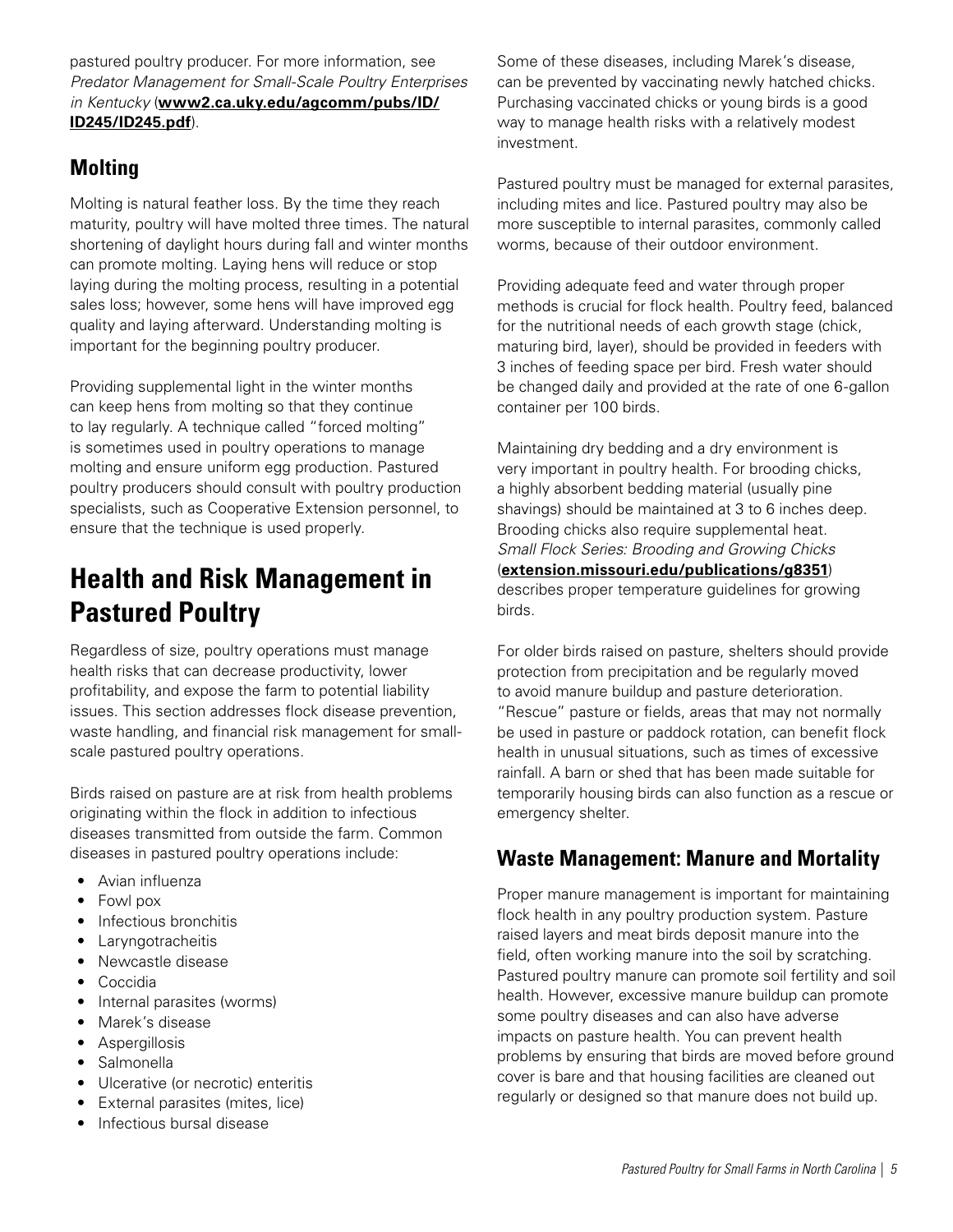pastured poultry producer. For more information, see *Predator Management for Small-Scale Poultry Enterprises in Kentucky* (**www2.ca.uky.edu/agcomm/pubs/ID/ID245/ID245.pdf**).

### Molting

Molting is natural feather loss. By the time they reach maturity, poultry will have molted three times. The natural shortening of daylight hours during fall and winter months can promote molting. Laying hens will reduce or stop laying during the molting process, resulting in a potential sales loss; however, some hens will have improved egg quality and laying afterward. Understanding molting is important for the beginning poultry producer.

Providing supplemental light in the winter months can keep hens from molting so that they continue to lay regularly. A technique called "forced molting" is sometimes used in poultry operations to manage molting and ensure uniform egg production. Pastured poultry producers should consult with poultry production specialists, such as Cooperative Extension personnel, to ensure that the technique is used properly.

## Health and Risk Management in Pastured Poultry

Regardless of size, poultry operations must manage health risks that can decrease productivity, lower profitability, and expose the farm to potential liability issues. This section addresses flock disease prevention, waste handling, and financial risk management for small-scale pastured poultry operations.

Birds raised on pasture are at risk from health problems originating within the flock in addition to infectious diseases transmitted from outside the farm. Common diseases in pastured poultry operations include:

- Avian influenza
- Fowl pox
- Infectious bronchitis
- Laryngotracheitis
- Newcastle disease
- Coccidia
- Internal parasites (worms)
- Marek's disease
- Aspergillosis
- Salmonella
- Ulcerative (or necrotic) enteritis
- External parasites (mites, lice)
- Infectious bursal disease

Some of these diseases, including Marek's disease, can be prevented by vaccinating newly hatched chicks. Purchasing vaccinated chicks or young birds is a good way to manage health risks with a relatively modest investment.

Pastured poultry must be managed for external parasites, including mites and lice. Pastured poultry may also be more susceptible to internal parasites, commonly called worms, because of their outdoor environment.

Providing adequate feed and water through proper methods is crucial for flock health. Poultry feed, balanced for the nutritional needs of each growth stage (chick, maturing bird, layer), should be provided in feeders with 3 inches of feeding space per bird. Fresh water should be changed daily and provided at the rate of one 6-gallon container per 100 birds.

Maintaining dry bedding and a dry environment is very important in poultry health. For brooding chicks, a highly absorbent bedding material (usually pine shavings) should be maintained at 3 to 6 inches deep. Brooding chicks also require supplemental heat. *Small Flock Series: Brooding and Growing Chicks* (**extension.missouri.edu/publications/g8351**) describes proper temperature guidelines for growing birds.

For older birds raised on pasture, shelters should provide protection from precipitation and be regularly moved to avoid manure buildup and pasture deterioration. "Rescue" pasture or fields, areas that may not normally be used in pasture or paddock rotation, can benefit flock health in unusual situations, such as times of excessive rainfall. A barn or shed that has been made suitable for temporarily housing birds can also function as a rescue or emergency shelter.

### Waste Management: Manure and Mortality

Proper manure management is important for maintaining flock health in any poultry production system. Pasture raised layers and meat birds deposit manure into the field, often working manure into the soil by scratching. Pastured poultry manure can promote soil fertility and soil health. However, excessive manure buildup can promote some poultry diseases and can also have adverse impacts on pasture health. You can prevent health problems by ensuring that birds are moved before ground cover is bare and that housing facilities are cleaned out regularly or designed so that manure does not build up.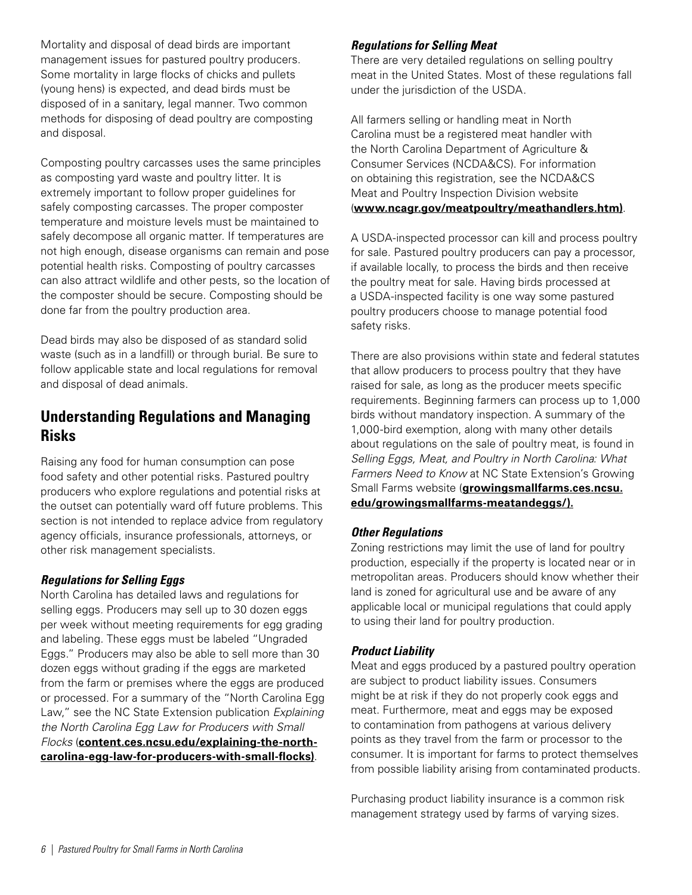Mortality and disposal of dead birds are important management issues for pastured poultry producers. Some mortality in large flocks of chicks and pullets (young hens) is expected, and dead birds must be disposed of in a sanitary, legal manner. Two common methods for disposing of dead poultry are composting and disposal.

Composting poultry carcasses uses the same principles as composting yard waste and poultry litter. It is extremely important to follow proper guidelines for safely composting carcasses. The proper composter temperature and moisture levels must be maintained to safely decompose all organic matter. If temperatures are not high enough, disease organisms can remain and pose potential health risks. Composting of poultry carcasses can also attract wildlife and other pests, so the location of the composter should be secure. Composting should be done far from the poultry production area.

Dead birds may also be disposed of as standard solid waste (such as in a landfill) or through burial. Be sure to follow applicable state and local regulations for removal and disposal of dead animals.

## Understanding Regulations and Managing Risks

Raising any food for human consumption can pose food safety and other potential risks. Pastured poultry producers who explore regulations and potential risks at the outset can potentially ward off future problems. This section is not intended to replace advice from regulatory agency officials, insurance professionals, attorneys, or other risk management specialists.

### *Regulations for Selling Eggs*

North Carolina has detailed laws and regulations for selling eggs. Producers may sell up to 30 dozen eggs per week without meeting requirements for egg grading and labeling. These eggs must be labeled "Ungraded Eggs." Producers may also be able to sell more than 30 dozen eggs without grading if the eggs are marketed from the farm or premises where the eggs are produced or processed. For a summary of the "North Carolina Egg Law," see the NC State Extension publication *Explaining the North Carolina Egg Law for Producers with Small Flocks* (**content.ces.ncsu.edu/explaining-the-north-carolina-egg-law-for-producers-with-small-flocks)**.

### *Regulations for Selling Meat*

There are very detailed regulations on selling poultry meat in the United States. Most of these regulations fall under the jurisdiction of the USDA.

All farmers selling or handling meat in North Carolina must be a registered meat handler with the North Carolina Department of Agriculture & Consumer Services (NCDA&CS). For information on obtaining this registration, see the NCDA&CS Meat and Poultry Inspection Division website (**www.ncagr.gov/meatpoultry/meathandlers.htm)**.

A USDA-inspected processor can kill and process poultry for sale. Pastured poultry producers can pay a processor, if available locally, to process the birds and then receive the poultry meat for sale. Having birds processed at a USDA-inspected facility is one way some pastured poultry producers choose to manage potential food safety risks.

There are also provisions within state and federal statutes that allow producers to process poultry that they have raised for sale, as long as the producer meets specific requirements. Beginning farmers can process up to 1,000 birds without mandatory inspection. A summary of the 1,000-bird exemption, along with many other details about regulations on the sale of poultry meat, is found in *Selling Eggs, Meat, and Poultry in North Carolina: What Farmers Need to Know* at NC State Extension's Growing Small Farms website (**growingsmallfarms.ces.ncsu.edu/growingsmallfarms-meatandeggs/).**

### *Other Regulations*

Zoning restrictions may limit the use of land for poultry production, especially if the property is located near or in metropolitan areas. Producers should know whether their land is zoned for agricultural use and be aware of any applicable local or municipal regulations that could apply to using their land for poultry production.

### *Product Liability*

Meat and eggs produced by a pastured poultry operation are subject to product liability issues. Consumers might be at risk if they do not properly cook eggs and meat. Furthermore, meat and eggs may be exposed to contamination from pathogens at various delivery points as they travel from the farm or processor to the consumer. It is important for farms to protect themselves from possible liability arising from contaminated products.

Purchasing product liability insurance is a common risk management strategy used by farms of varying sizes.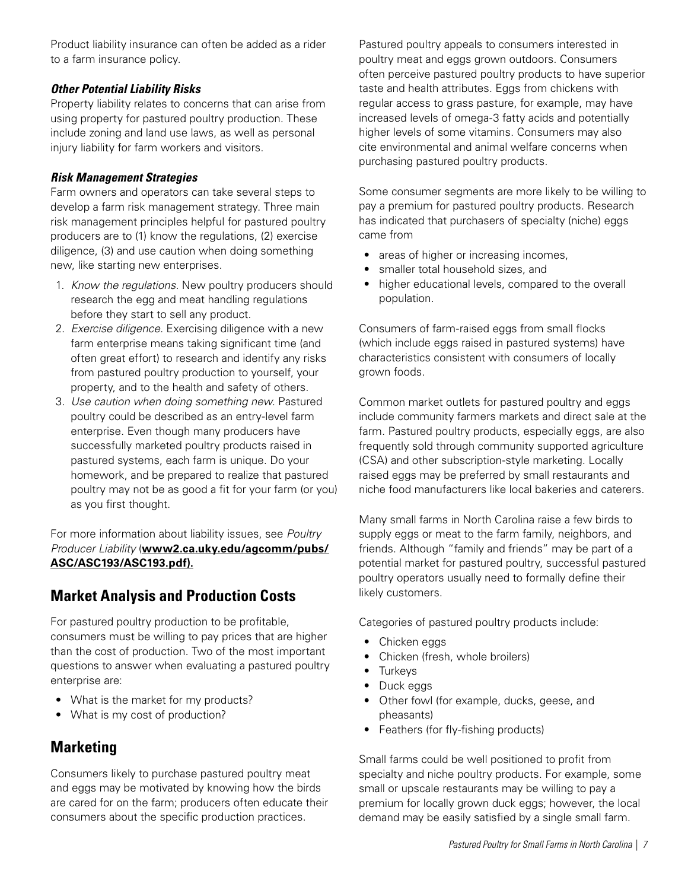Product liability insurance can often be added as a rider to a farm insurance policy.

### *Other Potential Liability Risks*

Property liability relates to concerns that can arise from using property for pastured poultry production. These include zoning and land use laws, as well as personal injury liability for farm workers and visitors.

### *Risk Management Strategies*

Farm owners and operators can take several steps to develop a farm risk management strategy. Three main risk management principles helpful for pastured poultry producers are to (1) know the regulations, (2) exercise diligence, (3) and use caution when doing something new, like starting new enterprises.

1. *Know the regulations.* New poultry producers should research the egg and meat handling regulations before they start to sell any product.
2. *Exercise diligence.* Exercising diligence with a new farm enterprise means taking significant time (and often great effort) to research and identify any risks from pastured poultry production to yourself, your property, and to the health and safety of others.
3. *Use caution when doing something new.* Pastured poultry could be described as an entry-level farm enterprise. Even though many producers have successfully marketed poultry products raised in pastured systems, each farm is unique. Do your homework, and be prepared to realize that pastured poultry may not be as good a fit for your farm (or you) as you first thought.

For more information about liability issues, see *Poultry Producer Liability* (**www2.ca.uky.edu/agcomm/pubs/ASC/ASC193/ASC193.pdf).**

## Market Analysis and Production Costs

For pastured poultry production to be profitable, consumers must be willing to pay prices that are higher than the cost of production. Two of the most important questions to answer when evaluating a pastured poultry enterprise are:

- What is the market for my products?
- What is my cost of production?

## Marketing

Consumers likely to purchase pastured poultry meat and eggs may be motivated by knowing how the birds are cared for on the farm; producers often educate their consumers about the specific production practices.

Pastured poultry appeals to consumers interested in poultry meat and eggs grown outdoors. Consumers often perceive pastured poultry products to have superior taste and health attributes. Eggs from chickens with regular access to grass pasture, for example, may have increased levels of omega-3 fatty acids and potentially higher levels of some vitamins. Consumers may also cite environmental and animal welfare concerns when purchasing pastured poultry products.

Some consumer segments are more likely to be willing to pay a premium for pastured poultry products. Research has indicated that purchasers of specialty (niche) eggs came from

- areas of higher or increasing incomes,
- smaller total household sizes, and
- higher educational levels, compared to the overall population.

Consumers of farm-raised eggs from small flocks (which include eggs raised in pastured systems) have characteristics consistent with consumers of locally grown foods.

Common market outlets for pastured poultry and eggs include community farmers markets and direct sale at the farm. Pastured poultry products, especially eggs, are also frequently sold through community supported agriculture (CSA) and other subscription-style marketing. Locally raised eggs may be preferred by small restaurants and niche food manufacturers like local bakeries and caterers.

Many small farms in North Carolina raise a few birds to supply eggs or meat to the farm family, neighbors, and friends. Although "family and friends" may be part of a potential market for pastured poultry, successful pastured poultry operators usually need to formally define their likely customers.

Categories of pastured poultry products include:

- Chicken eggs
- Chicken (fresh, whole broilers)
- Turkeys
- Duck eggs
- Other fowl (for example, ducks, geese, and pheasants)
- Feathers (for fly-fishing products)

Small farms could be well positioned to profit from specialty and niche poultry products. For example, some small or upscale restaurants may be willing to pay a premium for locally grown duck eggs; however, the local demand may be easily satisfied by a single small farm.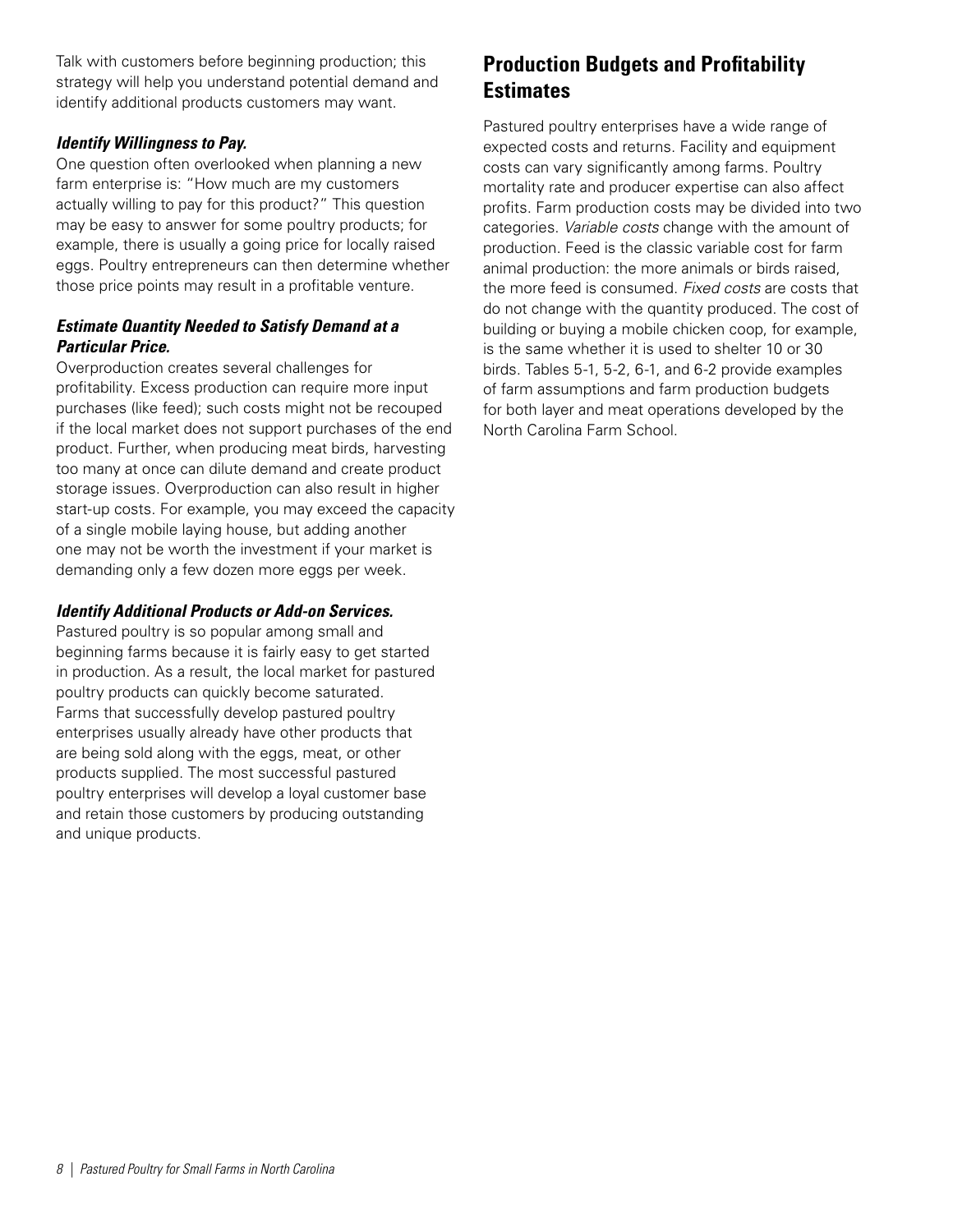Talk with customers before beginning production; this strategy will help you understand potential demand and identify additional products customers may want.

***Identify Willingness to Pay.***

One question often overlooked when planning a new farm enterprise is: "How much are my customers actually willing to pay for this product?" This question may be easy to answer for some poultry products; for example, there is usually a going price for locally raised eggs. Poultry entrepreneurs can then determine whether those price points may result in a profitable venture.

***Estimate Quantity Needed to Satisfy Demand at a Particular Price.***

Overproduction creates several challenges for profitability. Excess production can require more input purchases (like feed); such costs might not be recouped if the local market does not support purchases of the end product. Further, when producing meat birds, harvesting too many at once can dilute demand and create product storage issues. Overproduction can also result in higher start-up costs. For example, you may exceed the capacity of a single mobile laying house, but adding another one may not be worth the investment if your market is demanding only a few dozen more eggs per week.

***Identify Additional Products or Add-on Services.***

Pastured poultry is so popular among small and beginning farms because it is fairly easy to get started in production. As a result, the local market for pastured poultry products can quickly become saturated. Farms that successfully develop pastured poultry enterprises usually already have other products that are being sold along with the eggs, meat, or other products supplied. The most successful pastured poultry enterprises will develop a loyal customer base and retain those customers by producing outstanding and unique products.

## Production Budgets and Profitability Estimates

Pastured poultry enterprises have a wide range of expected costs and returns. Facility and equipment costs can vary significantly among farms. Poultry mortality rate and producer expertise can also affect profits. Farm production costs may be divided into two categories. *Variable costs* change with the amount of production. Feed is the classic variable cost for farm animal production: the more animals or birds raised, the more feed is consumed. *Fixed costs* are costs that do not change with the quantity produced. The cost of building or buying a mobile chicken coop, for example, is the same whether it is used to shelter 10 or 30 birds. Tables 5-1, 5-2, 6-1, and 6-2 provide examples of farm assumptions and farm production budgets for both layer and meat operations developed by the North Carolina Farm School.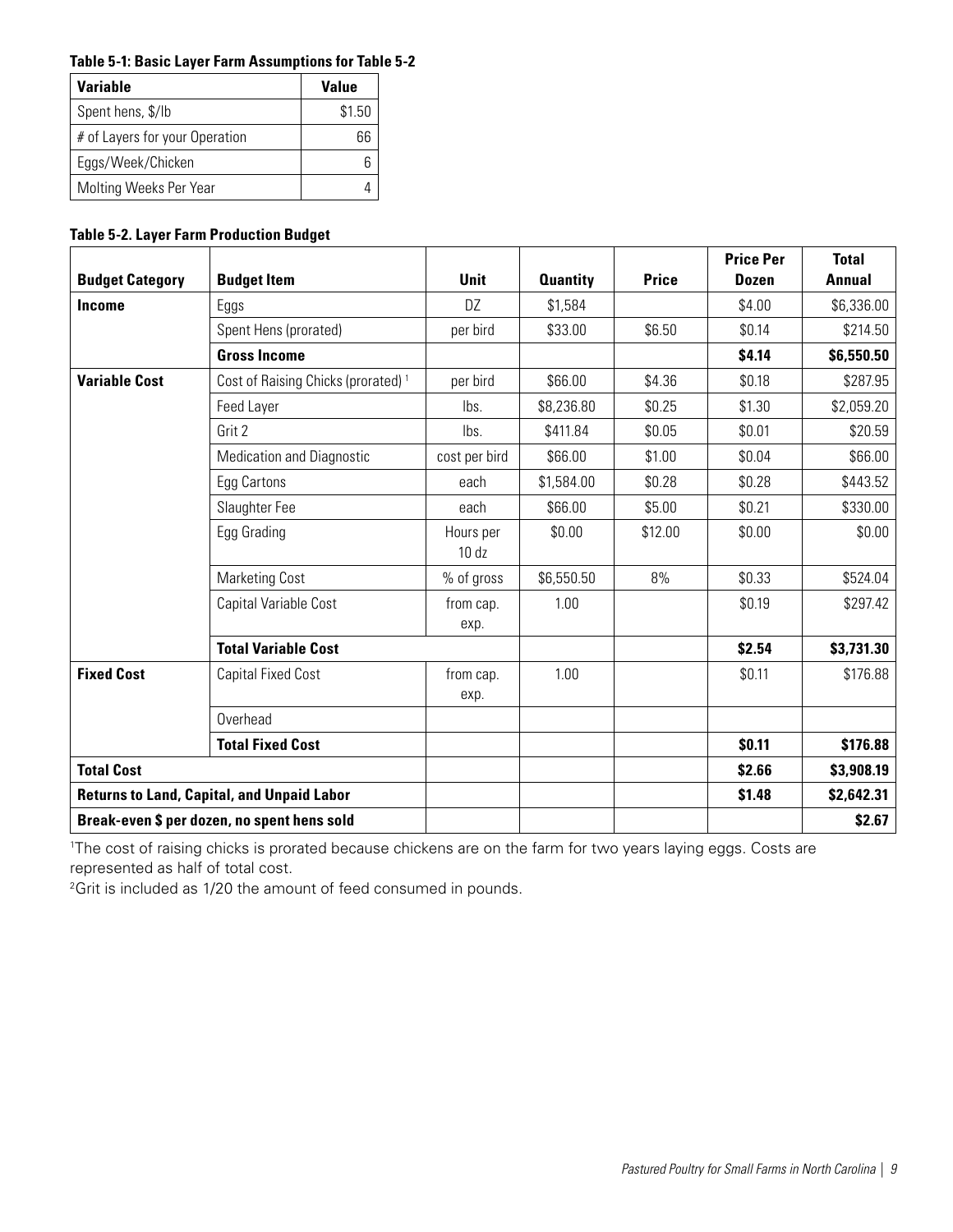**Table 5-1: Basic Layer Farm Assumptions for Table 5-2**

| Variable | Value |
|---|---|
| Spent hens, $/lb | $1.50 |
| # of Layers for your Operation | 66 |
| Eggs/Week/Chicken | 6 |
| Molting Weeks Per Year | 4 |

**Table 5-2. Layer Farm Production Budget**

| Budget Category | Budget Item | Unit | Quantity | Price | Price Per Dozen | Total Annual |
|---|---|---|---|---|---|---|
| **Income** | Eggs | DZ | $1,584 | | $4.00 | $6,336.00 |
| | Spent Hens (prorated) | per bird | $33.00 | $6.50 | $0.14 | $214.50 |
| | **Gross Income** | | | | **$4.14** | **$6,550.50** |
| **Variable Cost** | Cost of Raising Chicks (prorated) [1] | per bird | $66.00 | $4.36 | $0.18 | $287.95 |
| | Feed Layer | lbs. | $8,236.80 | $0.25 | $1.30 | $2,059.20 |
| | Grit 2 | lbs. | $411.84 | $0.05 | $0.01 | $20.59 |
| | Medication and Diagnostic | cost per bird | $66.00 | $1.00 | $0.04 | $66.00 |
| | Egg Cartons | each | $1,584.00 | $0.28 | $0.28 | $443.52 |
| | Slaughter Fee | each | $66.00 | $5.00 | $0.21 | $330.00 |
| | Egg Grading | Hours per 10 dz | $0.00 | $12.00 | $0.00 | $0.00 |
| | Marketing Cost | % of gross | $6,550.50 | 8% | $0.33 | $524.04 |
| | Capital Variable Cost | from cap. exp. | 1.00 | | $0.19 | $297.42 |
| | **Total Variable Cost** | | | | **$2.54** | **$3,731.30** |
| **Fixed Cost** | Capital Fixed Cost | from cap. exp. | 1.00 | | $0.11 | $176.88 |
| | Overhead | | | | | |
| | **Total Fixed Cost** | | | | **$0.11** | **$176.88** |
| **Total Cost** | | | | | **$2.66** | **$3,908.19** |
| **Returns to Land, Capital, and Unpaid Labor** | | | | | **$1.48** | **$2,642.31** |
| **Break-even $ per dozen, no spent hens sold** | | | | | | **$2.67** |

[1]The cost of raising chicks is prorated because chickens are on the farm for two years laying eggs. Costs are represented as half of total cost.

[2]Grit is included as 1/20 the amount of feed consumed in pounds.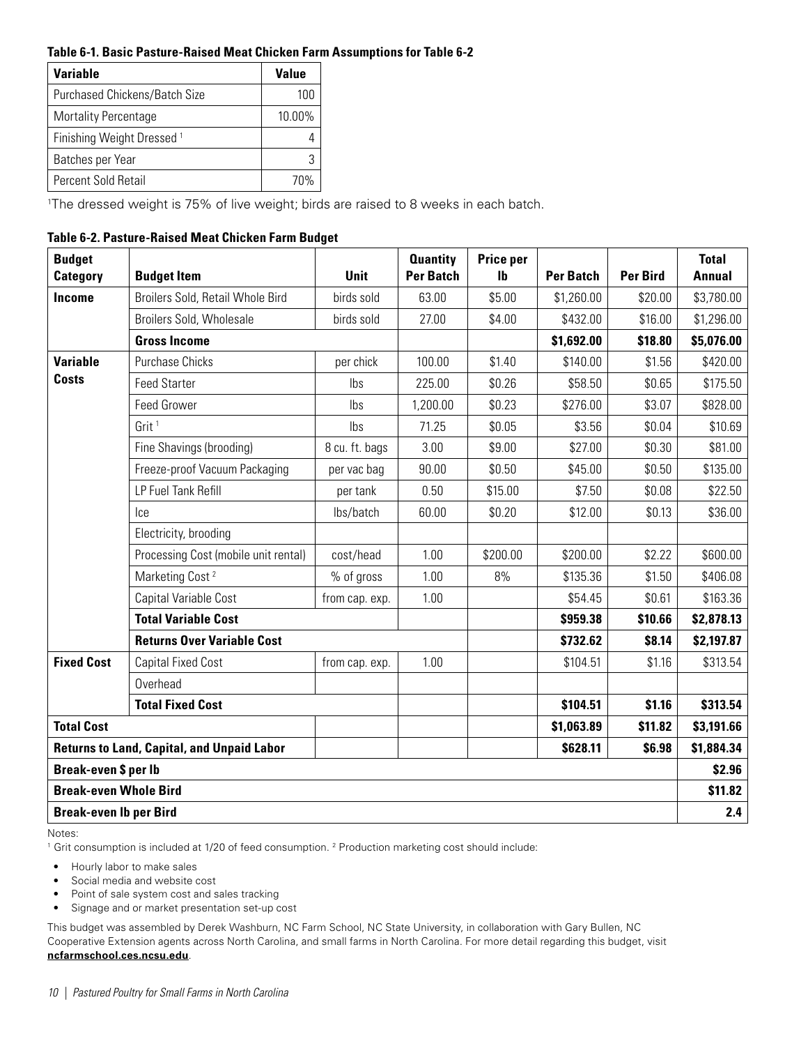**Table 6-1. Basic Pasture-Raised Meat Chicken Farm Assumptions for Table 6-2**

| Variable | Value |
|---|---|
| Purchased Chickens/Batch Size | 100 |
| Mortality Percentage | 10.00% |
| Finishing Weight Dressed [1] | 4 |
| Batches per Year | 3 |
| Percent Sold Retail | 70% |

[1]The dressed weight is 75% of live weight; birds are raised to 8 weeks in each batch.

**Table 6-2. Pasture-Raised Meat Chicken Farm Budget**

| Budget Category | Budget Item | Unit | Quantity Per Batch | Price per lb | Per Batch | Per Bird | Total Annual |
|---|---|---|---|---|---|---|---|
| **Income** | Broilers Sold, Retail Whole Bird | birds sold | 63.00 | $5.00 | $1,260.00 | $20.00 | $3,780.00 |
| | Broilers Sold, Wholesale | birds sold | 27.00 | $4.00 | $432.00 | $16.00 | $1,296.00 |
| | **Gross Income** | | | | **$1,692.00** | **$18.80** | **$5,076.00** |
| **Variable Costs** | Purchase Chicks | per chick | 100.00 | $1.40 | $140.00 | $1.56 | $420.00 |
| | Feed Starter | lbs | 225.00 | $0.26 | $58.50 | $0.65 | $175.50 |
| | Feed Grower | lbs | 1,200.00 | $0.23 | $276.00 | $3.07 | $828.00 |
| | Grit [1] | lbs | 71.25 | $0.05 | $3.56 | $0.04 | $10.69 |
| | Fine Shavings (brooding) | 8 cu. ft. bags | 3.00 | $9.00 | $27.00 | $0.30 | $81.00 |
| | Freeze-proof Vacuum Packaging | per vac bag | 90.00 | $0.50 | $45.00 | $0.50 | $135.00 |
| | LP Fuel Tank Refill | per tank | 0.50 | $15.00 | $7.50 | $0.08 | $22.50 |
| | Ice | lbs/batch | 60.00 | $0.20 | $12.00 | $0.13 | $36.00 |
| | Electricity, brooding | | | | | | |
| | Processing Cost (mobile unit rental) | cost/head | 1.00 | $200.00 | $200.00 | $2.22 | $600.00 |
| | Marketing Cost [2] | % of gross | 1.00 | 8% | $135.36 | $1.50 | $406.08 |
| | Capital Variable Cost | from cap. exp. | 1.00 | | $54.45 | $0.61 | $163.36 |
| | **Total Variable Cost** | | | | **$959.38** | **$10.66** | **$2,878.13** |
| | **Returns Over Variable Cost** | | | | **$732.62** | **$8.14** | **$2,197.87** |
| **Fixed Cost** | Capital Fixed Cost | from cap. exp. | 1.00 | | $104.51 | $1.16 | $313.54 |
| | Overhead | | | | | | |
| | **Total Fixed Cost** | | | | **$104.51** | **$1.16** | **$313.54** |
| **Total Cost** | | | | | **$1,063.89** | **$11.82** | **$3,191.66** |
| **Returns to Land, Capital, and Unpaid Labor** | | | | | **$628.11** | **$6.98** | **$1,884.34** |
| **Break-even $ per lb** | | | | | | | **$2.96** |
| **Break-even Whole Bird** | | | | | | | **$11.82** |
| **Break-even lb per Bird** | | | | | | | **2.4** |

Notes:

[1] Grit consumption is included at 1/20 of feed consumption. [2] Production marketing cost should include:

- Hourly labor to make sales
- Social media and website cost
- Point of sale system cost and sales tracking
- Signage and or market presentation set-up cost

This budget was assembled by Derek Washburn, NC Farm School, NC State University, in collaboration with Gary Bullen, NC Cooperative Extension agents across North Carolina, and small farms in North Carolina. For more detail regarding this budget, visit **ncfarmschool.ces.ncsu.edu**.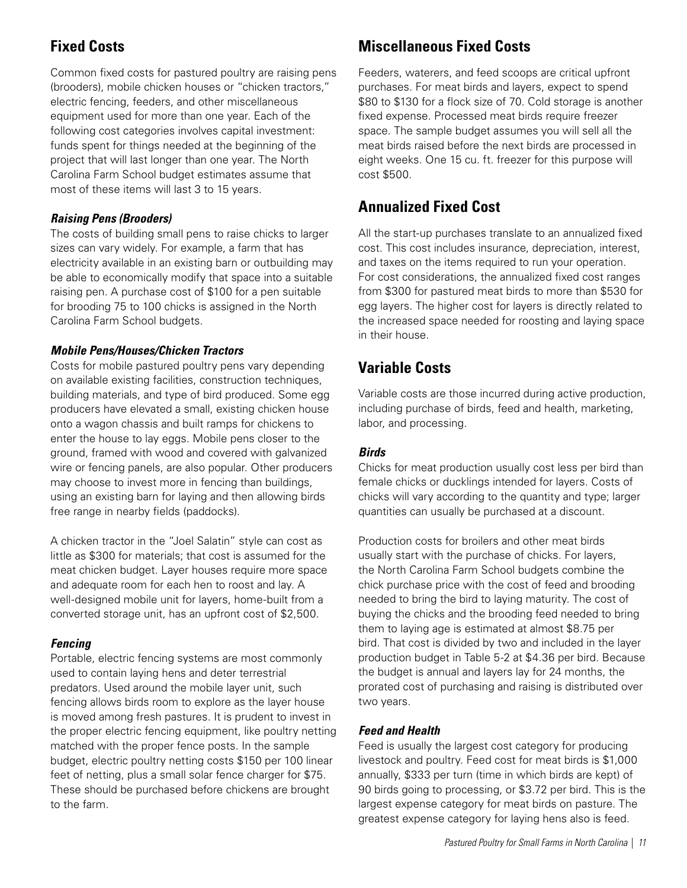## Fixed Costs

Common fixed costs for pastured poultry are raising pens (brooders), mobile chicken houses or "chicken tractors," electric fencing, feeders, and other miscellaneous equipment used for more than one year. Each of the following cost categories involves capital investment: funds spent for things needed at the beginning of the project that will last longer than one year. The North Carolina Farm School budget estimates assume that most of these items will last 3 to 15 years.

### *Raising Pens (Brooders)*

The costs of building small pens to raise chicks to larger sizes can vary widely. For example, a farm that has electricity available in an existing barn or outbuilding may be able to economically modify that space into a suitable raising pen. A purchase cost of $100 for a pen suitable for brooding 75 to 100 chicks is assigned in the North Carolina Farm School budgets.

### *Mobile Pens/Houses/Chicken Tractors*

Costs for mobile pastured poultry pens vary depending on available existing facilities, construction techniques, building materials, and type of bird produced. Some egg producers have elevated a small, existing chicken house onto a wagon chassis and built ramps for chickens to enter the house to lay eggs. Mobile pens closer to the ground, framed with wood and covered with galvanized wire or fencing panels, are also popular. Other producers may choose to invest more in fencing than buildings, using an existing barn for laying and then allowing birds free range in nearby fields (paddocks).

A chicken tractor in the "Joel Salatin" style can cost as little as $300 for materials; that cost is assumed for the meat chicken budget. Layer houses require more space and adequate room for each hen to roost and lay. A well-designed mobile unit for layers, home-built from a converted storage unit, has an upfront cost of $2,500.

### *Fencing*

Portable, electric fencing systems are most commonly used to contain laying hens and deter terrestrial predators. Used around the mobile layer unit, such fencing allows birds room to explore as the layer house is moved among fresh pastures. It is prudent to invest in the proper electric fencing equipment, like poultry netting matched with the proper fence posts. In the sample budget, electric poultry netting costs $150 per 100 linear feet of netting, plus a small solar fence charger for $75. These should be purchased before chickens are brought to the farm.

## Miscellaneous Fixed Costs

Feeders, waterers, and feed scoops are critical upfront purchases. For meat birds and layers, expect to spend $80 to $130 for a flock size of 70. Cold storage is another fixed expense. Processed meat birds require freezer space. The sample budget assumes you will sell all the meat birds raised before the next birds are processed in eight weeks. One 15 cu. ft. freezer for this purpose will cost $500.

## Annualized Fixed Cost

All the start-up purchases translate to an annualized fixed cost. This cost includes insurance, depreciation, interest, and taxes on the items required to run your operation. For cost considerations, the annualized fixed cost ranges from $300 for pastured meat birds to more than $530 for egg layers. The higher cost for layers is directly related to the increased space needed for roosting and laying space in their house.

## Variable Costs

Variable costs are those incurred during active production, including purchase of birds, feed and health, marketing, labor, and processing.

### *Birds*

Chicks for meat production usually cost less per bird than female chicks or ducklings intended for layers. Costs of chicks will vary according to the quantity and type; larger quantities can usually be purchased at a discount.

Production costs for broilers and other meat birds usually start with the purchase of chicks. For layers, the North Carolina Farm School budgets combine the chick purchase price with the cost of feed and brooding needed to bring the bird to laying maturity. The cost of buying the chicks and the brooding feed needed to bring them to laying age is estimated at almost $8.75 per bird. That cost is divided by two and included in the layer production budget in Table 5-2 at $4.36 per bird. Because the budget is annual and layers lay for 24 months, the prorated cost of purchasing and raising is distributed over two years.

### *Feed and Health*

Feed is usually the largest cost category for producing livestock and poultry. Feed cost for meat birds is $1,000 annually, $333 per turn (time in which birds are kept) of 90 birds going to processing, or $3.72 per bird. This is the largest expense category for meat birds on pasture. The greatest expense category for laying hens also is feed.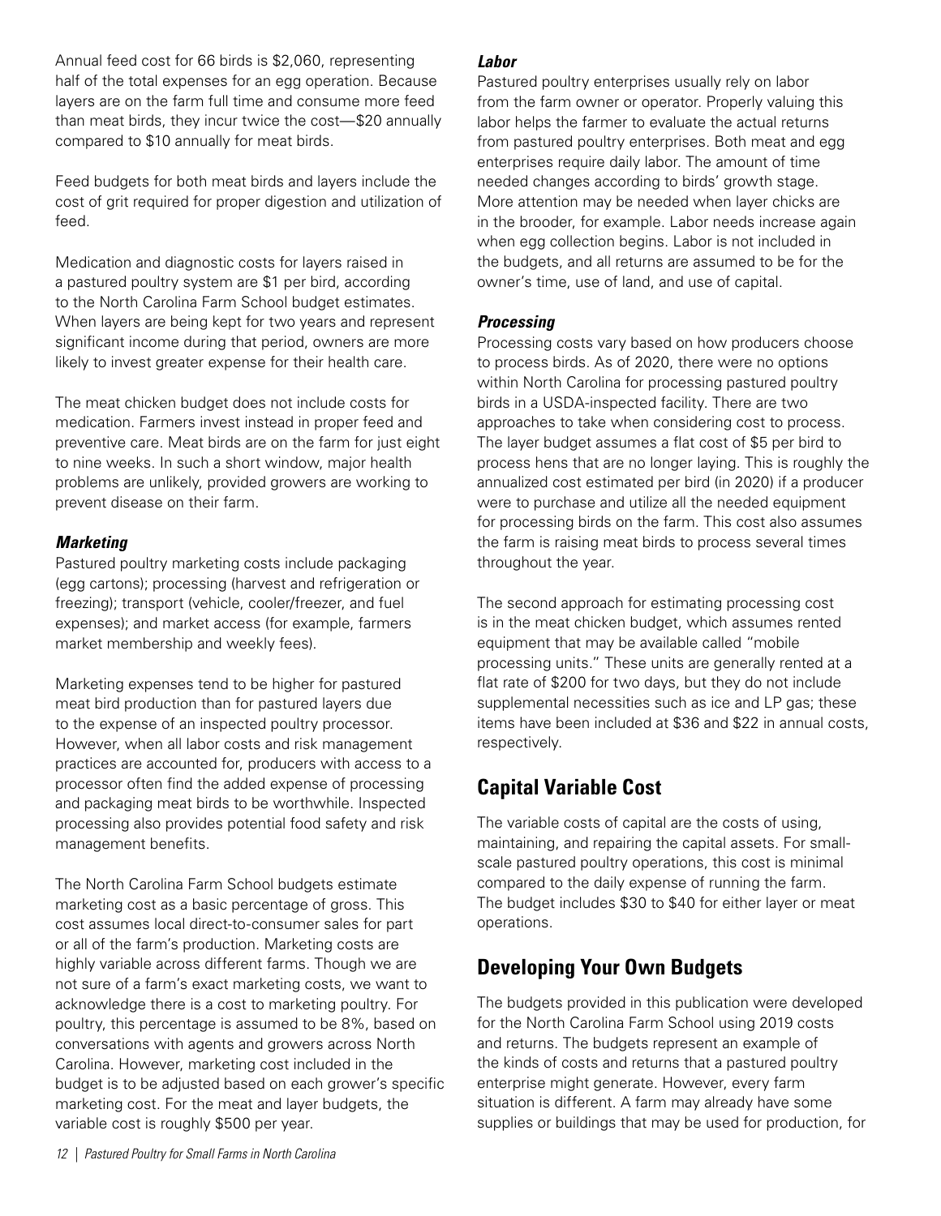Annual feed cost for 66 birds is $2,060, representing half of the total expenses for an egg operation. Because layers are on the farm full time and consume more feed than meat birds, they incur twice the cost—$20 annually compared to $10 annually for meat birds.

Feed budgets for both meat birds and layers include the cost of grit required for proper digestion and utilization of feed.

Medication and diagnostic costs for layers raised in a pastured poultry system are $1 per bird, according to the North Carolina Farm School budget estimates. When layers are being kept for two years and represent significant income during that period, owners are more likely to invest greater expense for their health care.

The meat chicken budget does not include costs for medication. Farmers invest instead in proper feed and preventive care. Meat birds are on the farm for just eight to nine weeks. In such a short window, major health problems are unlikely, provided growers are working to prevent disease on their farm.

### *Marketing*

Pastured poultry marketing costs include packaging (egg cartons); processing (harvest and refrigeration or freezing); transport (vehicle, cooler/freezer, and fuel expenses); and market access (for example, farmers market membership and weekly fees).

Marketing expenses tend to be higher for pastured meat bird production than for pastured layers due to the expense of an inspected poultry processor. However, when all labor costs and risk management practices are accounted for, producers with access to a processor often find the added expense of processing and packaging meat birds to be worthwhile. Inspected processing also provides potential food safety and risk management benefits.

The North Carolina Farm School budgets estimate marketing cost as a basic percentage of gross. This cost assumes local direct-to-consumer sales for part or all of the farm's production. Marketing costs are highly variable across different farms. Though we are not sure of a farm's exact marketing costs, we want to acknowledge there is a cost to marketing poultry. For poultry, this percentage is assumed to be 8%, based on conversations with agents and growers across North Carolina. However, marketing cost included in the budget is to be adjusted based on each grower's specific marketing cost. For the meat and layer budgets, the variable cost is roughly $500 per year.

### *Labor*

Pastured poultry enterprises usually rely on labor from the farm owner or operator. Properly valuing this labor helps the farmer to evaluate the actual returns from pastured poultry enterprises. Both meat and egg enterprises require daily labor. The amount of time needed changes according to birds' growth stage. More attention may be needed when layer chicks are in the brooder, for example. Labor needs increase again when egg collection begins. Labor is not included in the budgets, and all returns are assumed to be for the owner's time, use of land, and use of capital.

### *Processing*

Processing costs vary based on how producers choose to process birds. As of 2020, there were no options within North Carolina for processing pastured poultry birds in a USDA-inspected facility. There are two approaches to take when considering cost to process. The layer budget assumes a flat cost of $5 per bird to process hens that are no longer laying. This is roughly the annualized cost estimated per bird (in 2020) if a producer were to purchase and utilize all the needed equipment for processing birds on the farm. This cost also assumes the farm is raising meat birds to process several times throughout the year.

The second approach for estimating processing cost is in the meat chicken budget, which assumes rented equipment that may be available called "mobile processing units." These units are generally rented at a flat rate of $200 for two days, but they do not include supplemental necessities such as ice and LP gas; these items have been included at $36 and $22 in annual costs, respectively.

## Capital Variable Cost

The variable costs of capital are the costs of using, maintaining, and repairing the capital assets. For small-scale pastured poultry operations, this cost is minimal compared to the daily expense of running the farm. The budget includes $30 to $40 for either layer or meat operations.

## Developing Your Own Budgets

The budgets provided in this publication were developed for the North Carolina Farm School using 2019 costs and returns. The budgets represent an example of the kinds of costs and returns that a pastured poultry enterprise might generate. However, every farm situation is different. A farm may already have some supplies or buildings that may be used for production, for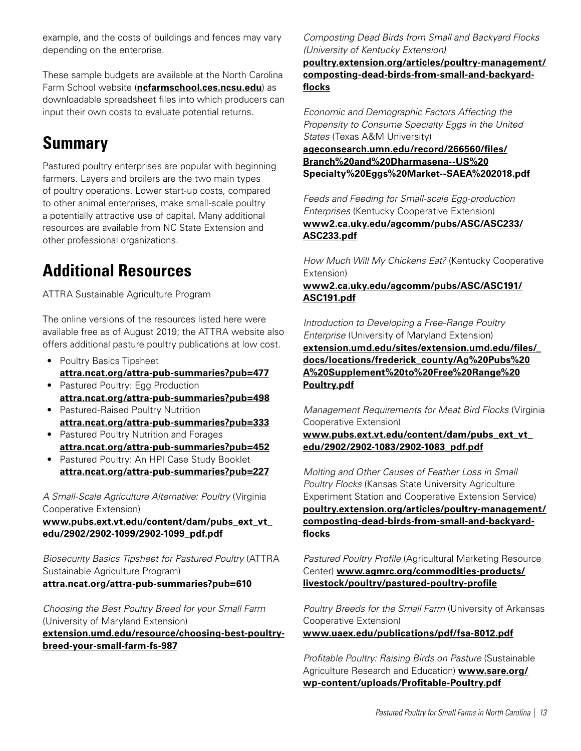example, and the costs of buildings and fences may vary depending on the enterprise.

These sample budgets are available at the North Carolina Farm School website (**ncfarmschool.ces.ncsu.edu**) as downloadable spreadsheet files into which producers can input their own costs to evaluate potential returns.

## Summary

Pastured poultry enterprises are popular with beginning farmers. Layers and broilers are the two main types of poultry operations. Lower start-up costs, compared to other animal enterprises, make small-scale poultry a potentially attractive use of capital. Many additional resources are available from NC State Extension and other professional organizations.

## Additional Resources

ATTRA Sustainable Agriculture Program

The online versions of the resources listed here were available free as of August 2019; the ATTRA website also offers additional pasture poultry publications at low cost.

- Poultry Basics Tipsheet **attra.ncat.org/attra-pub-summaries?pub=477**
- Pastured Poultry: Egg Production **attra.ncat.org/attra-pub-summaries?pub=498**
- Pastured-Raised Poultry Nutrition **attra.ncat.org/attra-pub-summaries?pub=333**
- Pastured Poultry Nutrition and Forages **attra.ncat.org/attra-pub-summaries?pub=452**
- Pastured Poultry: An HPI Case Study Booklet **attra.ncat.org/attra-pub-summaries?pub=227**

*A Small-Scale Agriculture Alternative: Poultry* (Virginia Cooperative Extension) **www.pubs.ext.vt.edu/content/dam/pubs_ext_vt_edu/2902/2902-1099/2902-1099_pdf.pdf**

*Biosecurity Basics Tipsheet for Pastured Poultry* (ATTRA Sustainable Agriculture Program) **attra.ncat.org/attra-pub-summaries?pub=610**

*Choosing the Best Poultry Breed for your Small Farm* (University of Maryland Extension) **extension.umd.edu/resource/choosing-best-poultry-breed-your-small-farm-fs-987**

*Composting Dead Birds from Small and Backyard Flocks (University of Kentucky Extension)* **poultry.extension.org/articles/poultry-management/composting-dead-birds-from-small-and-backyard-flocks**

*Economic and Demographic Factors Affecting the Propensity to Consume Specialty Eggs in the United States* (Texas A&M University) **ageconsearch.umn.edu/record/266560/files/Branch%20and%20Dharmasena--US%20Specialty%20Eggs%20Market--SAEA%202018.pdf**

*Feeds and Feeding for Small-scale Egg-production Enterprises* (Kentucky Cooperative Extension) **www2.ca.uky.edu/agcomm/pubs/ASC/ASC233/ASC233.pdf**

*How Much Will My Chickens Eat?* (Kentucky Cooperative Extension) **www2.ca.uky.edu/agcomm/pubs/ASC/ASC191/ASC191.pdf**

*Introduction to Developing a Free-Range Poultry Enterprise* (University of Maryland Extension) **extension.umd.edu/sites/extension.umd.edu/files/_docs/locations/frederick_county/Ag%20Pubs%20A%20Supplement%20to%20Free%20Range%20Poultry.pdf**

*Management Requirements for Meat Bird Flocks* (Virginia Cooperative Extension) **www.pubs.ext.vt.edu/content/dam/pubs_ext_vt_edu/2902/2902-1083/2902-1083_pdf.pdf**

*Molting and Other Causes of Feather Loss in Small Poultry Flocks* (Kansas State University Agriculture Experiment Station and Cooperative Extension Service) **poultry.extension.org/articles/poultry-management/composting-dead-birds-from-small-and-backyard-flocks**

*Pastured Poultry Profile* (Agricultural Marketing Resource Center) **www.agmrc.org/commodities-products/livestock/poultry/pastured-poultry-profile**

*Poultry Breeds for the Small Farm* (University of Arkansas Cooperative Extension) **www.uaex.edu/publications/pdf/fsa-8012.pdf**

*Profitable Poultry: Raising Birds on Pasture* (Sustainable Agriculture Research and Education) **www.sare.org/wp-content/uploads/Profitable-Poultry.pdf**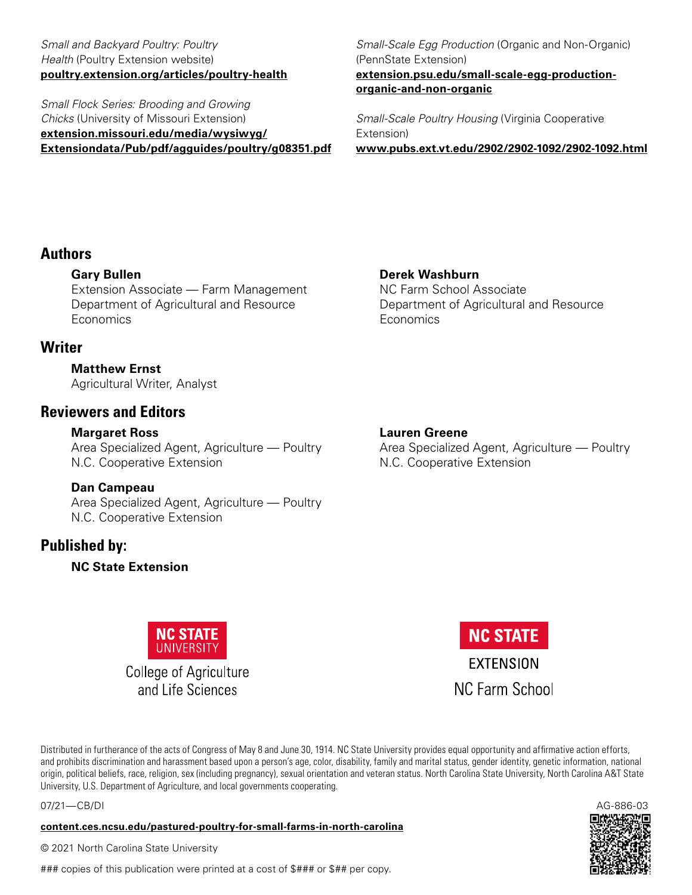*Small and Backyard Poultry: Poultry Health* (Poultry Extension website)
**poultry.extension.org/articles/poultry-health**

*Small Flock Series: Brooding and Growing Chicks* (University of Missouri Extension)
**extension.missouri.edu/media/wysiwyg/Extensiondata/Pub/pdf/agguides/poultry/g08351.pdf**

*Small-Scale Egg Production* (Organic and Non-Organic) (PennState Extension)
**extension.psu.edu/small-scale-egg-production-organic-and-non-organic**

*Small-Scale Poultry Housing* (Virginia Cooperative Extension)
**www.pubs.ext.vt.edu/2902/2902-1092/2902-1092.html**

## Authors

**Gary Bullen**
Extension Associate — Farm Management
Department of Agricultural and Resource Economics

**Derek Washburn**
NC Farm School Associate
Department of Agricultural and Resource Economics

## Writer

**Matthew Ernst**
Agricultural Writer, Analyst

## Reviewers and Editors

**Margaret Ross**
Area Specialized Agent, Agriculture — Poultry
N.C. Cooperative Extension

**Lauren Greene**
Area Specialized Agent, Agriculture — Poultry
N.C. Cooperative Extension

**Dan Campeau**
Area Specialized Agent, Agriculture — Poultry
N.C. Cooperative Extension

## Published by:

**NC State Extension**

NC STATE UNIVERSITY
College of Agriculture and Life Sciences

NC STATE
EXTENSION
NC Farm School

Distributed in furtherance of the acts of Congress of May 8 and June 30, 1914. NC State University provides equal opportunity and affirmative action efforts, and prohibits discrimination and harassment based upon a person's age, color, disability, family and marital status, gender identity, genetic information, national origin, political beliefs, race, religion, sex (including pregnancy), sexual orientation and veteran status. North Carolina State University, North Carolina A&T State University, U.S. Department of Agriculture, and local governments cooperating.

07/21—CB/DI

AG-886-03

**content.ces.ncsu.edu/pastured-poultry-for-small-farms-in-north-carolina**

© 2021 North Carolina State University

### copies of this publication were printed at a cost of $#### or $## per copy.